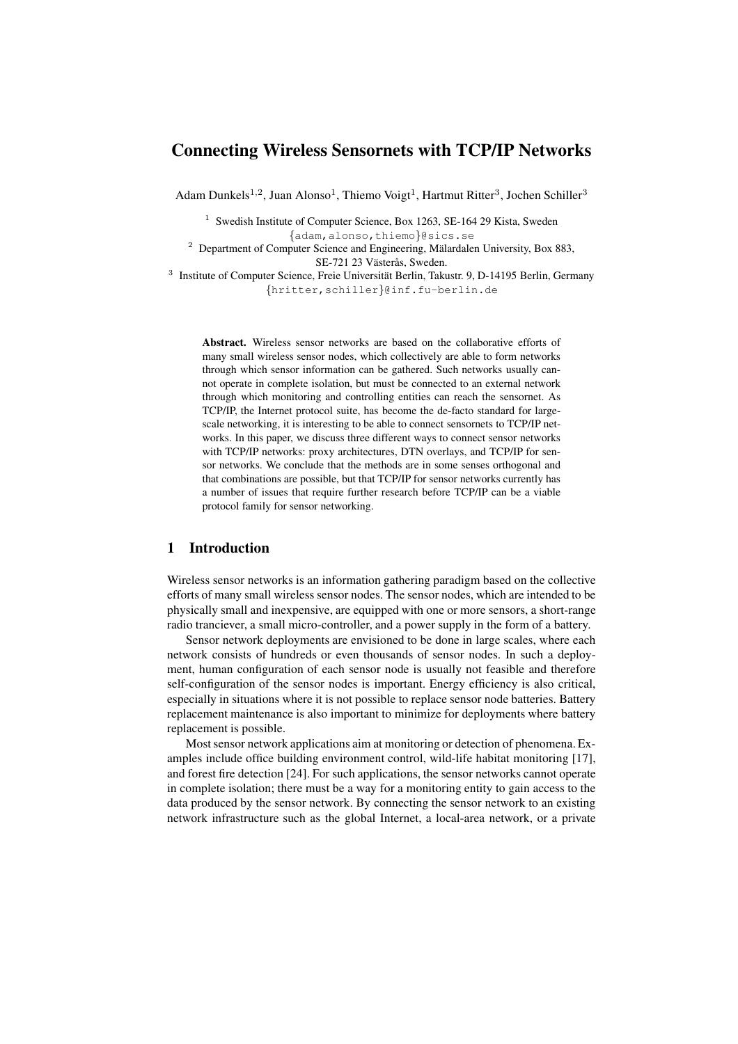# Connecting Wireless Sensornets with TCP/IP Networks

Adam Dunkels[1,2], Juan Alonso[1], Thiemo Voigt[1], Hartmut Ritter[3], Jochen Schiller[3]

[1] Swedish Institute of Computer Science, Box 1263, SE-164 29 Kista, Sweden
{adam,alonso,thiemo}@sics.se

[2] Department of Computer Science and Engineering, Mälardalen University, Box 883, SE-721 23 Västerås, Sweden.

[3] Institute of Computer Science, Freie Universität Berlin, Takustr. 9, D-14195 Berlin, Germany
{hritter,schiller}@inf.fu-berlin.de

**Abstract.** Wireless sensor networks are based on the collaborative efforts of many small wireless sensor nodes, which collectively are able to form networks through which sensor information can be gathered. Such networks usually cannot operate in complete isolation, but must be connected to an external network through which monitoring and controlling entities can reach the sensornet. As TCP/IP, the Internet protocol suite, has become the de-facto standard for large-scale networking, it is interesting to be able to connect sensornets to TCP/IP networks. In this paper, we discuss three different ways to connect sensor networks with TCP/IP networks: proxy architectures, DTN overlays, and TCP/IP for sensor networks. We conclude that the methods are in some senses orthogonal and that combinations are possible, but that TCP/IP for sensor networks currently has a number of issues that require further research before TCP/IP can be a viable protocol family for sensor networking.

## 1 Introduction

Wireless sensor networks is an information gathering paradigm based on the collective efforts of many small wireless sensor nodes. The sensor nodes, which are intended to be physically small and inexpensive, are equipped with one or more sensors, a short-range radio tranciever, a small micro-controller, and a power supply in the form of a battery.

Sensor network deployments are envisioned to be done in large scales, where each network consists of hundreds or even thousands of sensor nodes. In such a deployment, human configuration of each sensor node is usually not feasible and therefore self-configuration of the sensor nodes is important. Energy efficiency is also critical, especially in situations where it is not possible to replace sensor node batteries. Battery replacement maintenance is also important to minimize for deployments where battery replacement is possible.

Most sensor network applications aim at monitoring or detection of phenomena. Examples include office building environment control, wild-life habitat monitoring [17], and forest fire detection [24]. For such applications, the sensor networks cannot operate in complete isolation; there must be a way for a monitoring entity to gain access to the data produced by the sensor network. By connecting the sensor network to an existing network infrastructure such as the global Internet, a local-area network, or a private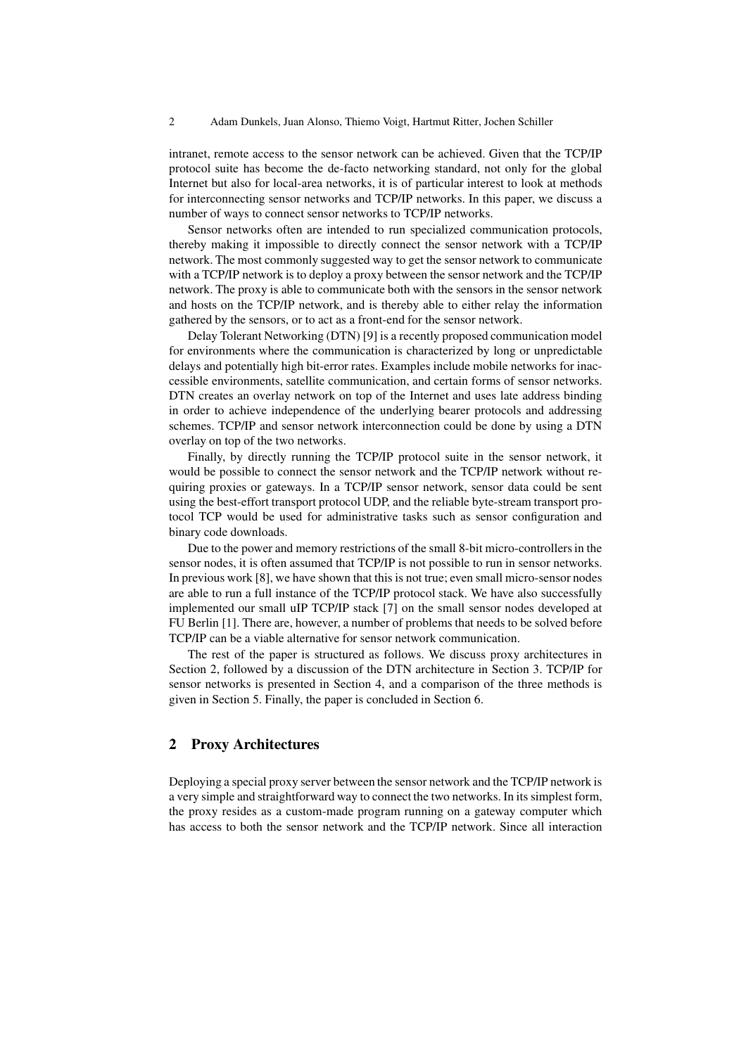intranet, remote access to the sensor network can be achieved. Given that the TCP/IP protocol suite has become the de-facto networking standard, not only for the global Internet but also for local-area networks, it is of particular interest to look at methods for interconnecting sensor networks and TCP/IP networks. In this paper, we discuss a number of ways to connect sensor networks to TCP/IP networks.

Sensor networks often are intended to run specialized communication protocols, thereby making it impossible to directly connect the sensor network with a TCP/IP network. The most commonly suggested way to get the sensor network to communicate with a TCP/IP network is to deploy a proxy between the sensor network and the TCP/IP network. The proxy is able to communicate both with the sensors in the sensor network and hosts on the TCP/IP network, and is thereby able to either relay the information gathered by the sensors, or to act as a front-end for the sensor network.

Delay Tolerant Networking (DTN) [9] is a recently proposed communication model for environments where the communication is characterized by long or unpredictable delays and potentially high bit-error rates. Examples include mobile networks for inaccessible environments, satellite communication, and certain forms of sensor networks. DTN creates an overlay network on top of the Internet and uses late address binding in order to achieve independence of the underlying bearer protocols and addressing schemes. TCP/IP and sensor network interconnection could be done by using a DTN overlay on top of the two networks.

Finally, by directly running the TCP/IP protocol suite in the sensor network, it would be possible to connect the sensor network and the TCP/IP network without requiring proxies or gateways. In a TCP/IP sensor network, sensor data could be sent using the best-effort transport protocol UDP, and the reliable byte-stream transport protocol TCP would be used for administrative tasks such as sensor configuration and binary code downloads.

Due to the power and memory restrictions of the small 8-bit micro-controllers in the sensor nodes, it is often assumed that TCP/IP is not possible to run in sensor networks. In previous work [8], we have shown that this is not true; even small micro-sensor nodes are able to run a full instance of the TCP/IP protocol stack. We have also successfully implemented our small uIP TCP/IP stack [7] on the small sensor nodes developed at FU Berlin [1]. There are, however, a number of problems that needs to be solved before TCP/IP can be a viable alternative for sensor network communication.

The rest of the paper is structured as follows. We discuss proxy architectures in Section 2, followed by a discussion of the DTN architecture in Section 3. TCP/IP for sensor networks is presented in Section 4, and a comparison of the three methods is given in Section 5. Finally, the paper is concluded in Section 6.

## 2 Proxy Architectures

Deploying a special proxy server between the sensor network and the TCP/IP network is a very simple and straightforward way to connect the two networks. In its simplest form, the proxy resides as a custom-made program running on a gateway computer which has access to both the sensor network and the TCP/IP network. Since all interaction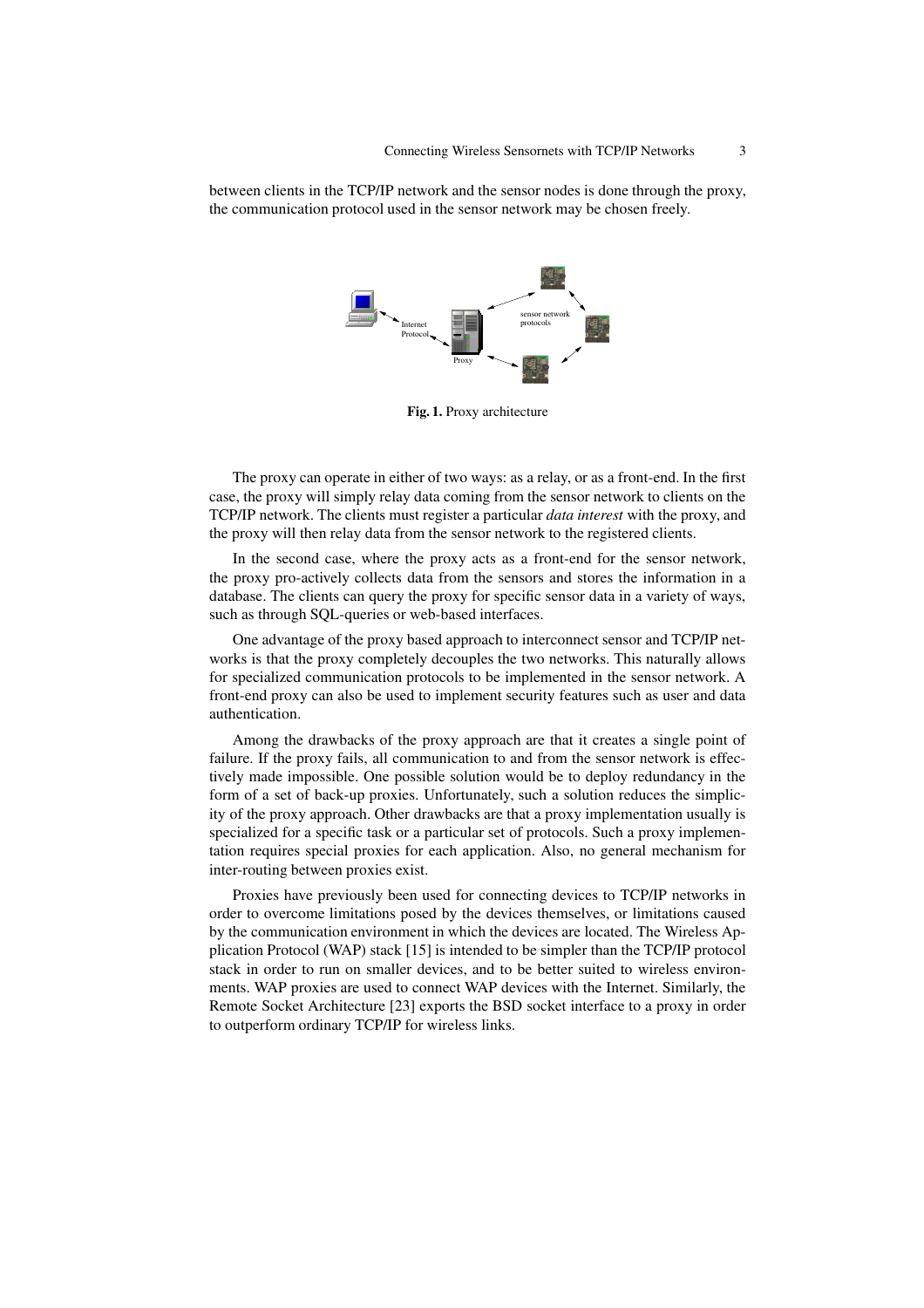between clients in the TCP/IP network and the sensor nodes is done through the proxy, the communication protocol used in the sensor network may be chosen freely.

Internet
Protocol
Proxy
sensor network
protocols

**Fig. 1.** Proxy architecture

The proxy can operate in either of two ways: as a relay, or as a front-end. In the first case, the proxy will simply relay data coming from the sensor network to clients on the TCP/IP network. The clients must register a particular *data interest* with the proxy, and the proxy will then relay data from the sensor network to the registered clients.

In the second case, where the proxy acts as a front-end for the sensor network, the proxy pro-actively collects data from the sensors and stores the information in a database. The clients can query the proxy for specific sensor data in a variety of ways, such as through SQL-queries or web-based interfaces.

One advantage of the proxy based approach to interconnect sensor and TCP/IP networks is that the proxy completely decouples the two networks. This naturally allows for specialized communication protocols to be implemented in the sensor network. A front-end proxy can also be used to implement security features such as user and data authentication.

Among the drawbacks of the proxy approach are that it creates a single point of failure. If the proxy fails, all communication to and from the sensor network is effectively made impossible. One possible solution would be to deploy redundancy in the form of a set of back-up proxies. Unfortunately, such a solution reduces the simplicity of the proxy approach. Other drawbacks are that a proxy implementation usually is specialized for a specific task or a particular set of protocols. Such a proxy implementation requires special proxies for each application. Also, no general mechanism for inter-routing between proxies exist.

Proxies have previously been used for connecting devices to TCP/IP networks in order to overcome limitations posed by the devices themselves, or limitations caused by the communication environment in which the devices are located. The Wireless Application Protocol (WAP) stack [15] is intended to be simpler than the TCP/IP protocol stack in order to run on smaller devices, and to be better suited to wireless environments. WAP proxies are used to connect WAP devices with the Internet. Similarly, the Remote Socket Architecture [23] exports the BSD socket interface to a proxy in order to outperform ordinary TCP/IP for wireless links.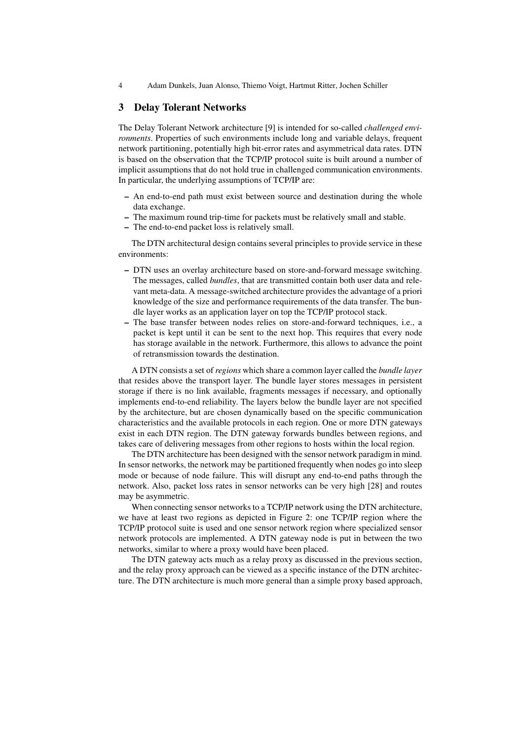## 3 Delay Tolerant Networks

The Delay Tolerant Network architecture [9] is intended for so-called *challenged environments*. Properties of such environments include long and variable delays, frequent network partitioning, potentially high bit-error rates and asymmetrical data rates. DTN is based on the observation that the TCP/IP protocol suite is built around a number of implicit assumptions that do not hold true in challenged communication environments. In particular, the underlying assumptions of TCP/IP are:

- An end-to-end path must exist between source and destination during the whole data exchange.
- The maximum round trip-time for packets must be relatively small and stable.
- The end-to-end packet loss is relatively small.

The DTN architectural design contains several principles to provide service in these environments:

- DTN uses an overlay architecture based on store-and-forward message switching. The messages, called *bundles*, that are transmitted contain both user data and relevant meta-data. A message-switched architecture provides the advantage of a priori knowledge of the size and performance requirements of the data transfer. The bundle layer works as an application layer on top the TCP/IP protocol stack.
- The base transfer between nodes relies on store-and-forward techniques, i.e., a packet is kept until it can be sent to the next hop. This requires that every node has storage available in the network. Furthermore, this allows to advance the point of retransmission towards the destination.

A DTN consists a set of *regions* which share a common layer called the *bundle layer* that resides above the transport layer. The bundle layer stores messages in persistent storage if there is no link available, fragments messages if necessary, and optionally implements end-to-end reliability. The layers below the bundle layer are not specified by the architecture, but are chosen dynamically based on the specific communication characteristics and the available protocols in each region. One or more DTN gateways exist in each DTN region. The DTN gateway forwards bundles between regions, and takes care of delivering messages from other regions to hosts within the local region.

The DTN architecture has been designed with the sensor network paradigm in mind. In sensor networks, the network may be partitioned frequently when nodes go into sleep mode or because of node failure. This will disrupt any end-to-end paths through the network. Also, packet loss rates in sensor networks can be very high [28] and routes may be asymmetric.

When connecting sensor networks to a TCP/IP network using the DTN architecture, we have at least two regions as depicted in Figure 2: one TCP/IP region where the TCP/IP protocol suite is used and one sensor network region where specialized sensor network protocols are implemented. A DTN gateway node is put in between the two networks, similar to where a proxy would have been placed.

The DTN gateway acts much as a relay proxy as discussed in the previous section, and the relay proxy approach can be viewed as a specific instance of the DTN architecture. The DTN architecture is much more general than a simple proxy based approach,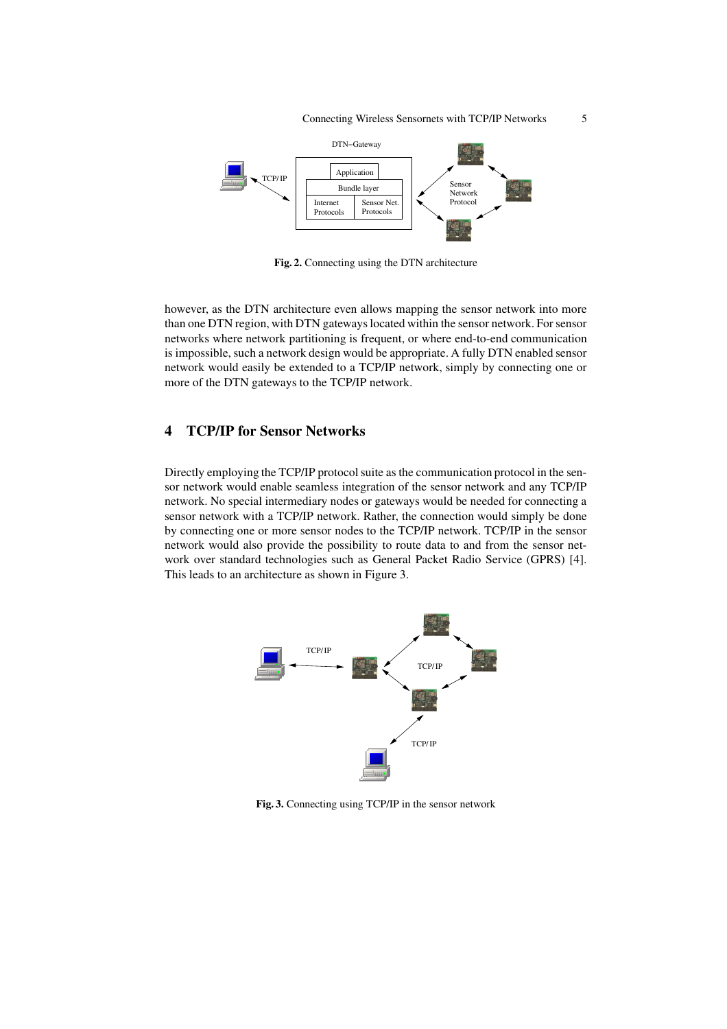Fig. 2. Connecting using the DTN architecture

however, as the DTN architecture even allows mapping the sensor network into more than one DTN region, with DTN gateways located within the sensor network. For sensor networks where network partitioning is frequent, or where end-to-end communication is impossible, such a network design would be appropriate. A fully DTN enabled sensor network would easily be extended to a TCP/IP network, simply by connecting one or more of the DTN gateways to the TCP/IP network.

## 4 TCP/IP for Sensor Networks

Directly employing the TCP/IP protocol suite as the communication protocol in the sensor network would enable seamless integration of the sensor network and any TCP/IP network. No special intermediary nodes or gateways would be needed for connecting a sensor network with a TCP/IP network. Rather, the connection would simply be done by connecting one or more sensor nodes to the TCP/IP network. TCP/IP in the sensor network would also provide the possibility to route data to and from the sensor network over standard technologies such as General Packet Radio Service (GPRS) [4]. This leads to an architecture as shown in Figure 3.

Fig. 3. Connecting using TCP/IP in the sensor network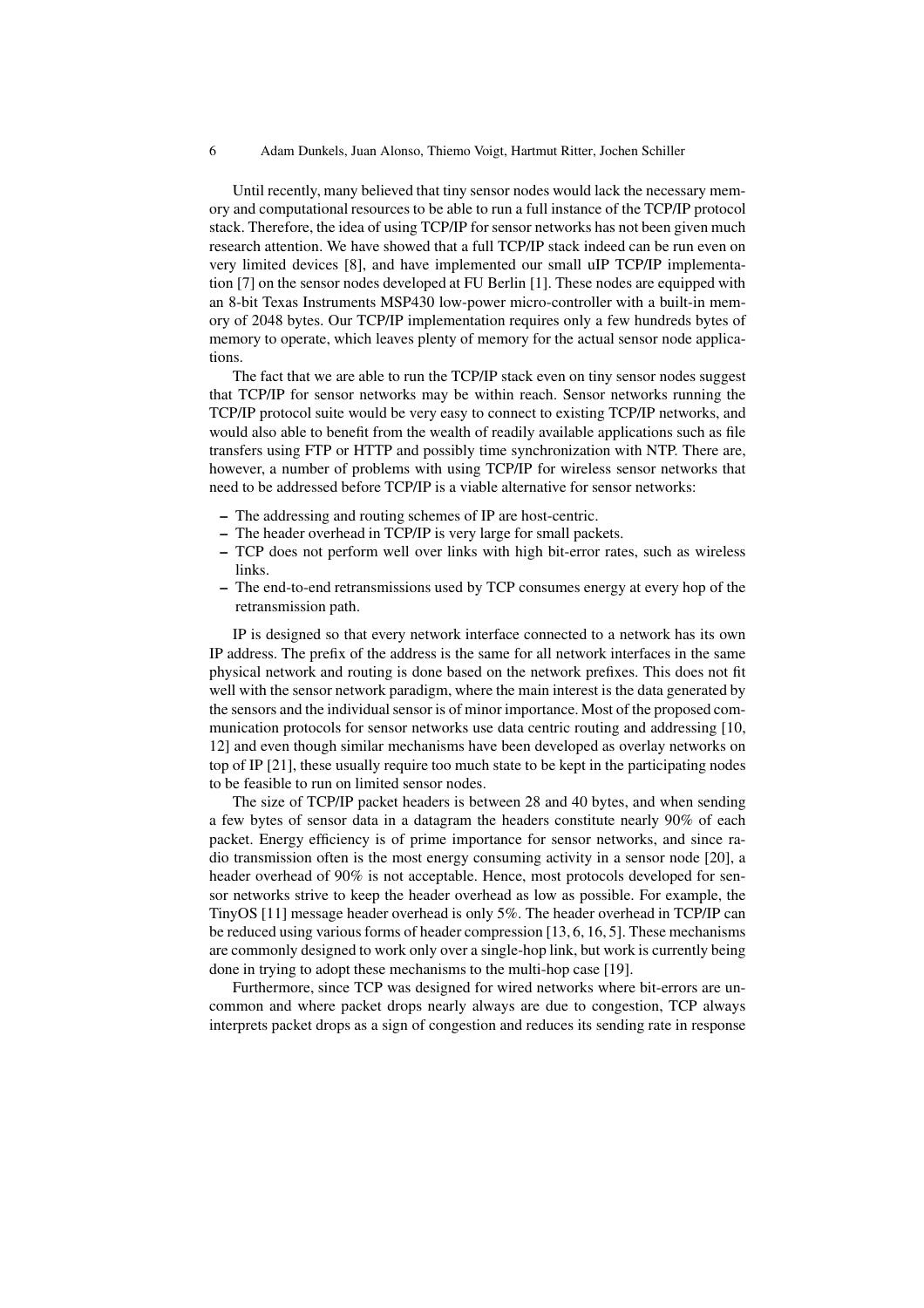Until recently, many believed that tiny sensor nodes would lack the necessary memory and computational resources to be able to run a full instance of the TCP/IP protocol stack. Therefore, the idea of using TCP/IP for sensor networks has not been given much research attention. We have showed that a full TCP/IP stack indeed can be run even on very limited devices [8], and have implemented our small uIP TCP/IP implementation [7] on the sensor nodes developed at FU Berlin [1]. These nodes are equipped with an 8-bit Texas Instruments MSP430 low-power micro-controller with a built-in memory of 2048 bytes. Our TCP/IP implementation requires only a few hundreds bytes of memory to operate, which leaves plenty of memory for the actual sensor node applications.

The fact that we are able to run the TCP/IP stack even on tiny sensor nodes suggest that TCP/IP for sensor networks may be within reach. Sensor networks running the TCP/IP protocol suite would be very easy to connect to existing TCP/IP networks, and would also able to benefit from the wealth of readily available applications such as file transfers using FTP or HTTP and possibly time synchronization with NTP. There are, however, a number of problems with using TCP/IP for wireless sensor networks that need to be addressed before TCP/IP is a viable alternative for sensor networks:

- The addressing and routing schemes of IP are host-centric.
- The header overhead in TCP/IP is very large for small packets.
- TCP does not perform well over links with high bit-error rates, such as wireless links.
- The end-to-end retransmissions used by TCP consumes energy at every hop of the retransmission path.

IP is designed so that every network interface connected to a network has its own IP address. The prefix of the address is the same for all network interfaces in the same physical network and routing is done based on the network prefixes. This does not fit well with the sensor network paradigm, where the main interest is the data generated by the sensors and the individual sensor is of minor importance. Most of the proposed communication protocols for sensor networks use data centric routing and addressing [10, 12] and even though similar mechanisms have been developed as overlay networks on top of IP [21], these usually require too much state to be kept in the participating nodes to be feasible to run on limited sensor nodes.

The size of TCP/IP packet headers is between 28 and 40 bytes, and when sending a few bytes of sensor data in a datagram the headers constitute nearly 90% of each packet. Energy efficiency is of prime importance for sensor networks, and since radio transmission often is the most energy consuming activity in a sensor node [20], a header overhead of 90% is not acceptable. Hence, most protocols developed for sensor networks strive to keep the header overhead as low as possible. For example, the TinyOS [11] message header overhead is only 5%. The header overhead in TCP/IP can be reduced using various forms of header compression [13, 6, 16, 5]. These mechanisms are commonly designed to work only over a single-hop link, but work is currently being done in trying to adopt these mechanisms to the multi-hop case [19].

Furthermore, since TCP was designed for wired networks where bit-errors are uncommon and where packet drops nearly always are due to congestion, TCP always interprets packet drops as a sign of congestion and reduces its sending rate in response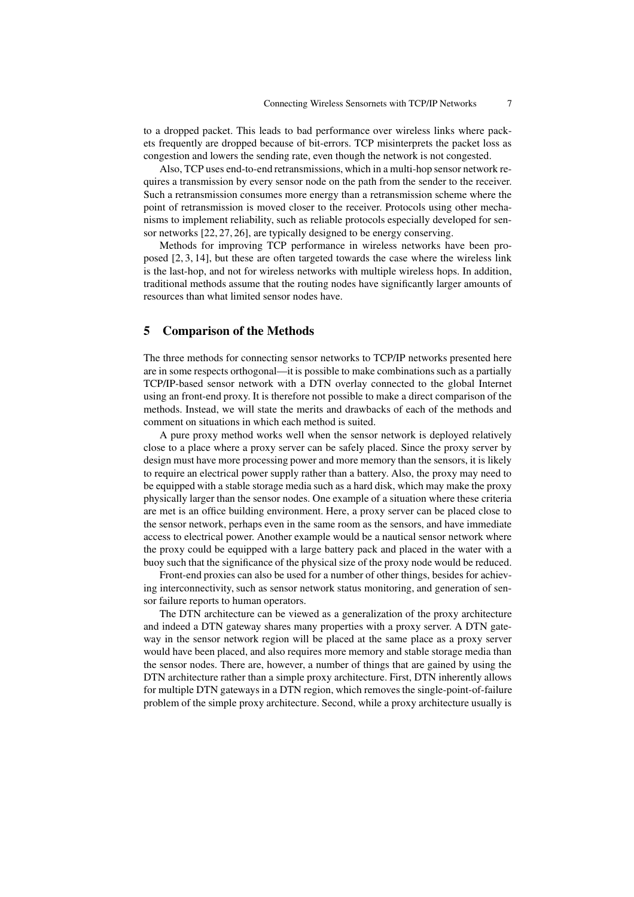to a dropped packet. This leads to bad performance over wireless links where packets frequently are dropped because of bit-errors. TCP misinterprets the packet loss as congestion and lowers the sending rate, even though the network is not congested.

Also, TCP uses end-to-end retransmissions, which in a multi-hop sensor network requires a transmission by every sensor node on the path from the sender to the receiver. Such a retransmission consumes more energy than a retransmission scheme where the point of retransmission is moved closer to the receiver. Protocols using other mechanisms to implement reliability, such as reliable protocols especially developed for sensor networks [22, 27, 26], are typically designed to be energy conserving.

Methods for improving TCP performance in wireless networks have been proposed [2, 3, 14], but these are often targeted towards the case where the wireless link is the last-hop, and not for wireless networks with multiple wireless hops. In addition, traditional methods assume that the routing nodes have significantly larger amounts of resources than what limited sensor nodes have.

## 5 Comparison of the Methods

The three methods for connecting sensor networks to TCP/IP networks presented here are in some respects orthogonal—it is possible to make combinations such as a partially TCP/IP-based sensor network with a DTN overlay connected to the global Internet using an front-end proxy. It is therefore not possible to make a direct comparison of the methods. Instead, we will state the merits and drawbacks of each of the methods and comment on situations in which each method is suited.

A pure proxy method works well when the sensor network is deployed relatively close to a place where a proxy server can be safely placed. Since the proxy server by design must have more processing power and more memory than the sensors, it is likely to require an electrical power supply rather than a battery. Also, the proxy may need to be equipped with a stable storage media such as a hard disk, which may make the proxy physically larger than the sensor nodes. One example of a situation where these criteria are met is an office building environment. Here, a proxy server can be placed close to the sensor network, perhaps even in the same room as the sensors, and have immediate access to electrical power. Another example would be a nautical sensor network where the proxy could be equipped with a large battery pack and placed in the water with a buoy such that the significance of the physical size of the proxy node would be reduced.

Front-end proxies can also be used for a number of other things, besides for achieving interconnectivity, such as sensor network status monitoring, and generation of sensor failure reports to human operators.

The DTN architecture can be viewed as a generalization of the proxy architecture and indeed a DTN gateway shares many properties with a proxy server. A DTN gateway in the sensor network region will be placed at the same place as a proxy server would have been placed, and also requires more memory and stable storage media than the sensor nodes. There are, however, a number of things that are gained by using the DTN architecture rather than a simple proxy architecture. First, DTN inherently allows for multiple DTN gateways in a DTN region, which removes the single-point-of-failure problem of the simple proxy architecture. Second, while a proxy architecture usually is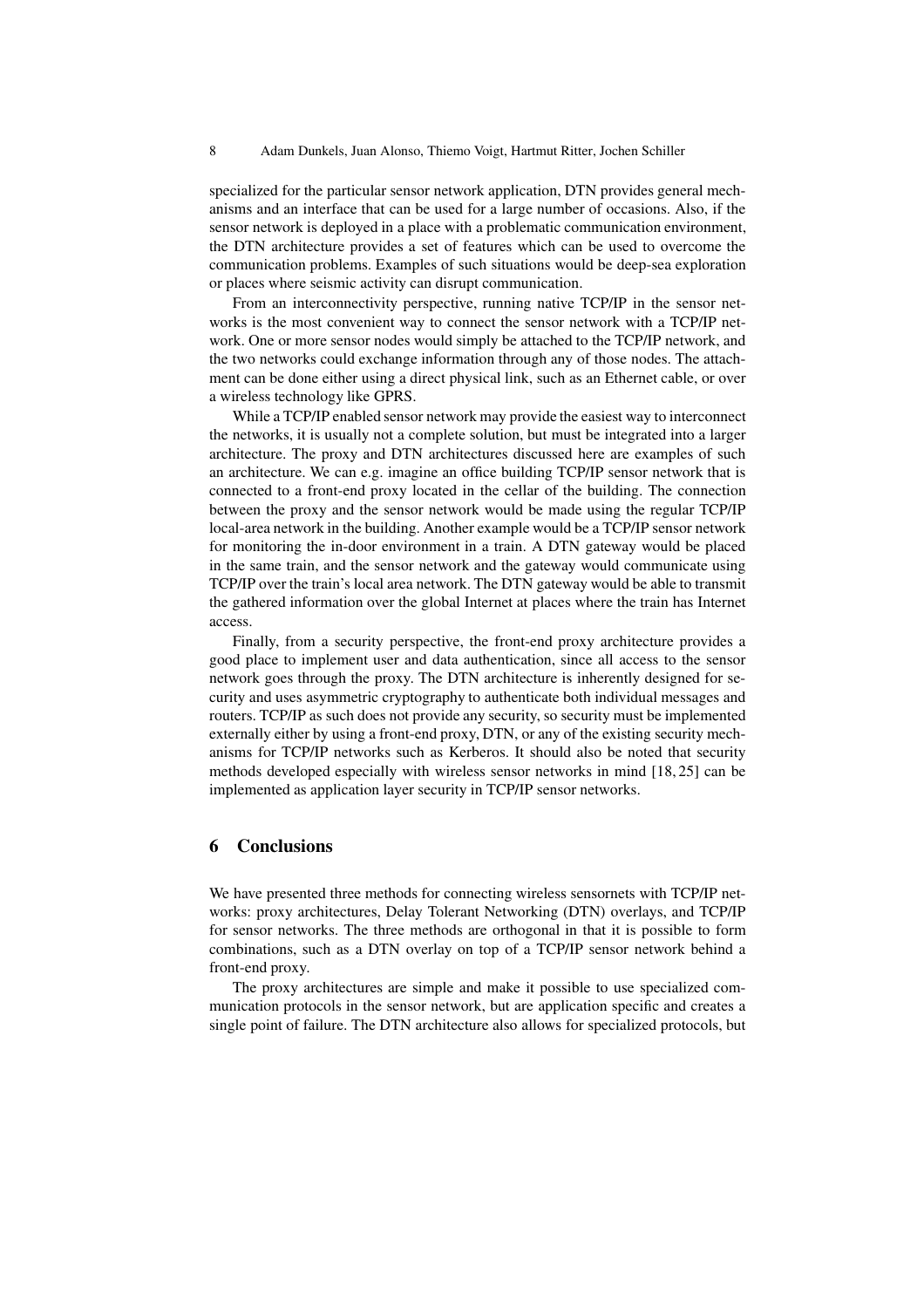specialized for the particular sensor network application, DTN provides general mechanisms and an interface that can be used for a large number of occasions. Also, if the sensor network is deployed in a place with a problematic communication environment, the DTN architecture provides a set of features which can be used to overcome the communication problems. Examples of such situations would be deep-sea exploration or places where seismic activity can disrupt communication.

From an interconnectivity perspective, running native TCP/IP in the sensor networks is the most convenient way to connect the sensor network with a TCP/IP network. One or more sensor nodes would simply be attached to the TCP/IP network, and the two networks could exchange information through any of those nodes. The attachment can be done either using a direct physical link, such as an Ethernet cable, or over a wireless technology like GPRS.

While a TCP/IP enabled sensor network may provide the easiest way to interconnect the networks, it is usually not a complete solution, but must be integrated into a larger architecture. The proxy and DTN architectures discussed here are examples of such an architecture. We can e.g. imagine an office building TCP/IP sensor network that is connected to a front-end proxy located in the cellar of the building. The connection between the proxy and the sensor network would be made using the regular TCP/IP local-area network in the building. Another example would be a TCP/IP sensor network for monitoring the in-door environment in a train. A DTN gateway would be placed in the same train, and the sensor network and the gateway would communicate using TCP/IP over the train's local area network. The DTN gateway would be able to transmit the gathered information over the global Internet at places where the train has Internet access.

Finally, from a security perspective, the front-end proxy architecture provides a good place to implement user and data authentication, since all access to the sensor network goes through the proxy. The DTN architecture is inherently designed for security and uses asymmetric cryptography to authenticate both individual messages and routers. TCP/IP as such does not provide any security, so security must be implemented externally either by using a front-end proxy, DTN, or any of the existing security mechanisms for TCP/IP networks such as Kerberos. It should also be noted that security methods developed especially with wireless sensor networks in mind [18, 25] can be implemented as application layer security in TCP/IP sensor networks.

## 6 Conclusions

We have presented three methods for connecting wireless sensornets with TCP/IP networks: proxy architectures, Delay Tolerant Networking (DTN) overlays, and TCP/IP for sensor networks. The three methods are orthogonal in that it is possible to form combinations, such as a DTN overlay on top of a TCP/IP sensor network behind a front-end proxy.

The proxy architectures are simple and make it possible to use specialized communication protocols in the sensor network, but are application specific and creates a single point of failure. The DTN architecture also allows for specialized protocols, but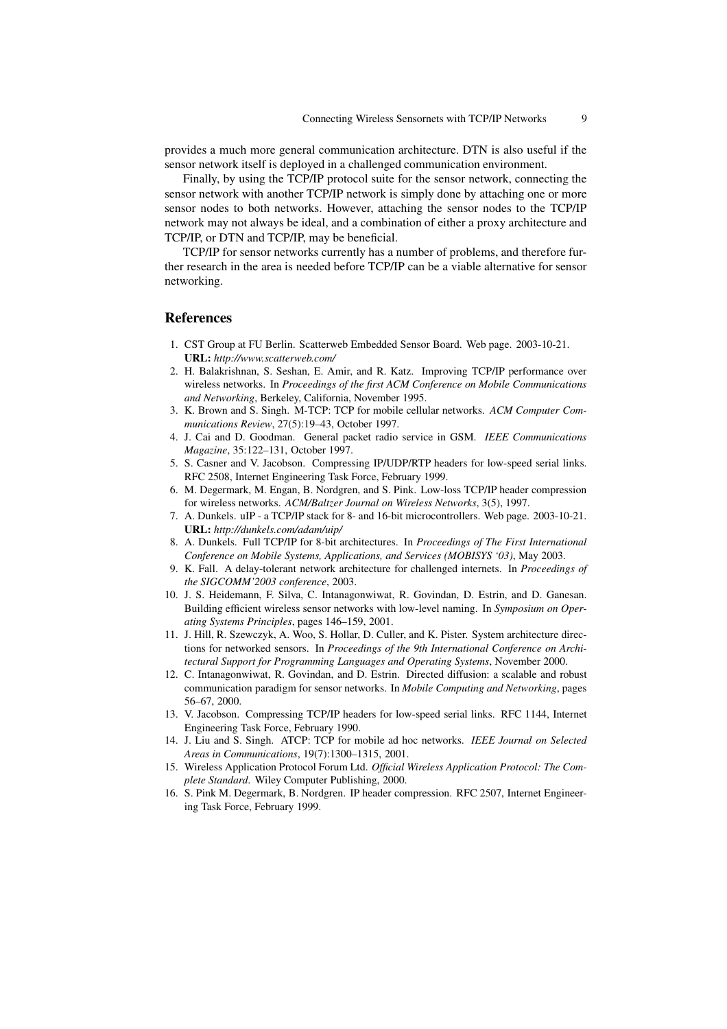provides a much more general communication architecture. DTN is also useful if the sensor network itself is deployed in a challenged communication environment.

Finally, by using the TCP/IP protocol suite for the sensor network, connecting the sensor network with another TCP/IP network is simply done by attaching one or more sensor nodes to both networks. However, attaching the sensor nodes to the TCP/IP network may not always be ideal, and a combination of either a proxy architecture and TCP/IP, or DTN and TCP/IP, may be beneficial.

TCP/IP for sensor networks currently has a number of problems, and therefore further research in the area is needed before TCP/IP can be a viable alternative for sensor networking.

## References

1. CST Group at FU Berlin. Scatterweb Embedded Sensor Board. Web page. 2003-10-21. **URL:** *http://www.scatterweb.com/*
2. H. Balakrishnan, S. Seshan, E. Amir, and R. Katz. Improving TCP/IP performance over wireless networks. In *Proceedings of the first ACM Conference on Mobile Communications and Networking*, Berkeley, California, November 1995.
3. K. Brown and S. Singh. M-TCP: TCP for mobile cellular networks. *ACM Computer Communications Review*, 27(5):19–43, October 1997.
4. J. Cai and D. Goodman. General packet radio service in GSM. *IEEE Communications Magazine*, 35:122–131, October 1997.
5. S. Casner and V. Jacobson. Compressing IP/UDP/RTP headers for low-speed serial links. RFC 2508, Internet Engineering Task Force, February 1999.
6. M. Degermark, M. Engan, B. Nordgren, and S. Pink. Low-loss TCP/IP header compression for wireless networks. *ACM/Baltzer Journal on Wireless Networks*, 3(5), 1997.
7. A. Dunkels. uIP - a TCP/IP stack for 8- and 16-bit microcontrollers. Web page. 2003-10-21. **URL:** *http://dunkels.com/adam/uip/*
8. A. Dunkels. Full TCP/IP for 8-bit architectures. In *Proceedings of The First International Conference on Mobile Systems, Applications, and Services (MOBISYS '03)*, May 2003.
9. K. Fall. A delay-tolerant network architecture for challenged internets. In *Proceedings of the SIGCOMM'2003 conference*, 2003.
10. J. S. Heidemann, F. Silva, C. Intanagonwiwat, R. Govindan, D. Estrin, and D. Ganesan. Building efficient wireless sensor networks with low-level naming. In *Symposium on Operating Systems Principles*, pages 146–159, 2001.
11. J. Hill, R. Szewczyk, A. Woo, S. Hollar, D. Culler, and K. Pister. System architecture directions for networked sensors. In *Proceedings of the 9th International Conference on Architectural Support for Programming Languages and Operating Systems*, November 2000.
12. C. Intanagonwiwat, R. Govindan, and D. Estrin. Directed diffusion: a scalable and robust communication paradigm for sensor networks. In *Mobile Computing and Networking*, pages 56–67, 2000.
13. V. Jacobson. Compressing TCP/IP headers for low-speed serial links. RFC 1144, Internet Engineering Task Force, February 1990.
14. J. Liu and S. Singh. ATCP: TCP for mobile ad hoc networks. *IEEE Journal on Selected Areas in Communications*, 19(7):1300–1315, 2001.
15. Wireless Application Protocol Forum Ltd. *Official Wireless Application Protocol: The Complete Standard*. Wiley Computer Publishing, 2000.
16. S. Pink M. Degermark, B. Nordgren. IP header compression. RFC 2507, Internet Engineering Task Force, February 1999.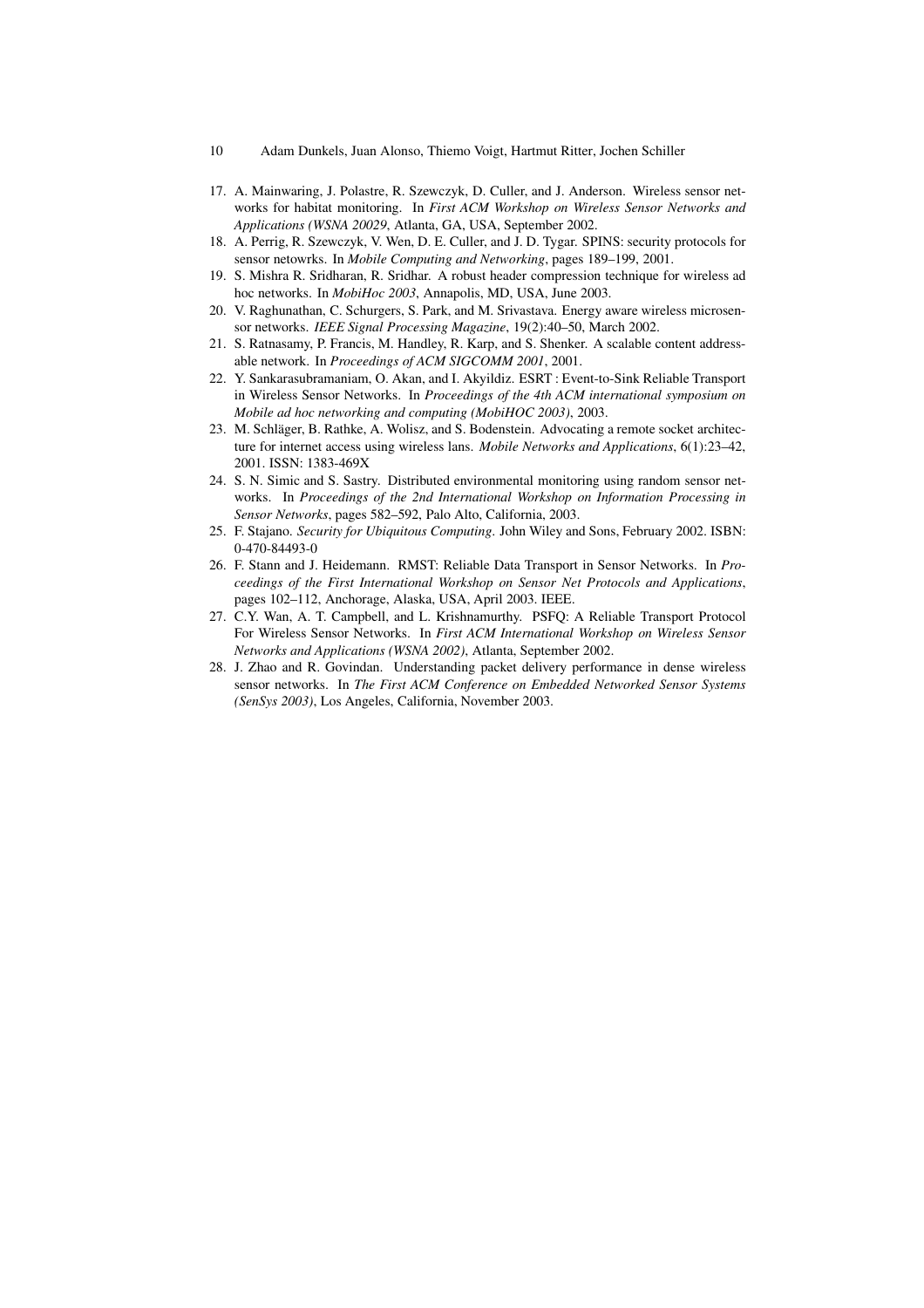17. A. Mainwaring, J. Polastre, R. Szewczyk, D. Culler, and J. Anderson. Wireless sensor networks for habitat monitoring. In *First ACM Workshop on Wireless Sensor Networks and Applications (WSNA 20029*, Atlanta, GA, USA, September 2002.
18. A. Perrig, R. Szewczyk, V. Wen, D. E. Culler, and J. D. Tygar. SPINS: security protocols for sensor netowrks. In *Mobile Computing and Networking*, pages 189–199, 2001.
19. S. Mishra R. Sridharan, R. Sridhar. A robust header compression technique for wireless ad hoc networks. In *MobiHoc 2003*, Annapolis, MD, USA, June 2003.
20. V. Raghunathan, C. Schurgers, S. Park, and M. Srivastava. Energy aware wireless microsensor networks. *IEEE Signal Processing Magazine*, 19(2):40–50, March 2002.
21. S. Ratnasamy, P. Francis, M. Handley, R. Karp, and S. Shenker. A scalable content addressable network. In *Proceedings of ACM SIGCOMM 2001*, 2001.
22. Y. Sankarasubramaniam, O. Akan, and I. Akyildiz. ESRT : Event-to-Sink Reliable Transport in Wireless Sensor Networks. In *Proceedings of the 4th ACM international symposium on Mobile ad hoc networking and computing (MobiHOC 2003)*, 2003.
23. M. Schläger, B. Rathke, A. Wolisz, and S. Bodenstein. Advocating a remote socket architecture for internet access using wireless lans. *Mobile Networks and Applications*, 6(1):23–42, 2001. ISSN: 1383-469X
24. S. N. Simic and S. Sastry. Distributed environmental monitoring using random sensor networks. In *Proceedings of the 2nd International Workshop on Information Processing in Sensor Networks*, pages 582–592, Palo Alto, California, 2003.
25. F. Stajano. *Security for Ubiquitous Computing.* John Wiley and Sons, February 2002. ISBN: 0-470-84493-0
26. F. Stann and J. Heidemann. RMST: Reliable Data Transport in Sensor Networks. In *Proceedings of the First International Workshop on Sensor Net Protocols and Applications*, pages 102–112, Anchorage, Alaska, USA, April 2003. IEEE.
27. C.Y. Wan, A. T. Campbell, and L. Krishnamurthy. PSFQ: A Reliable Transport Protocol For Wireless Sensor Networks. In *First ACM International Workshop on Wireless Sensor Networks and Applications (WSNA 2002)*, Atlanta, September 2002.
28. J. Zhao and R. Govindan. Understanding packet delivery performance in dense wireless sensor networks. In *The First ACM Conference on Embedded Networked Sensor Systems (SenSys 2003)*, Los Angeles, California, November 2003.